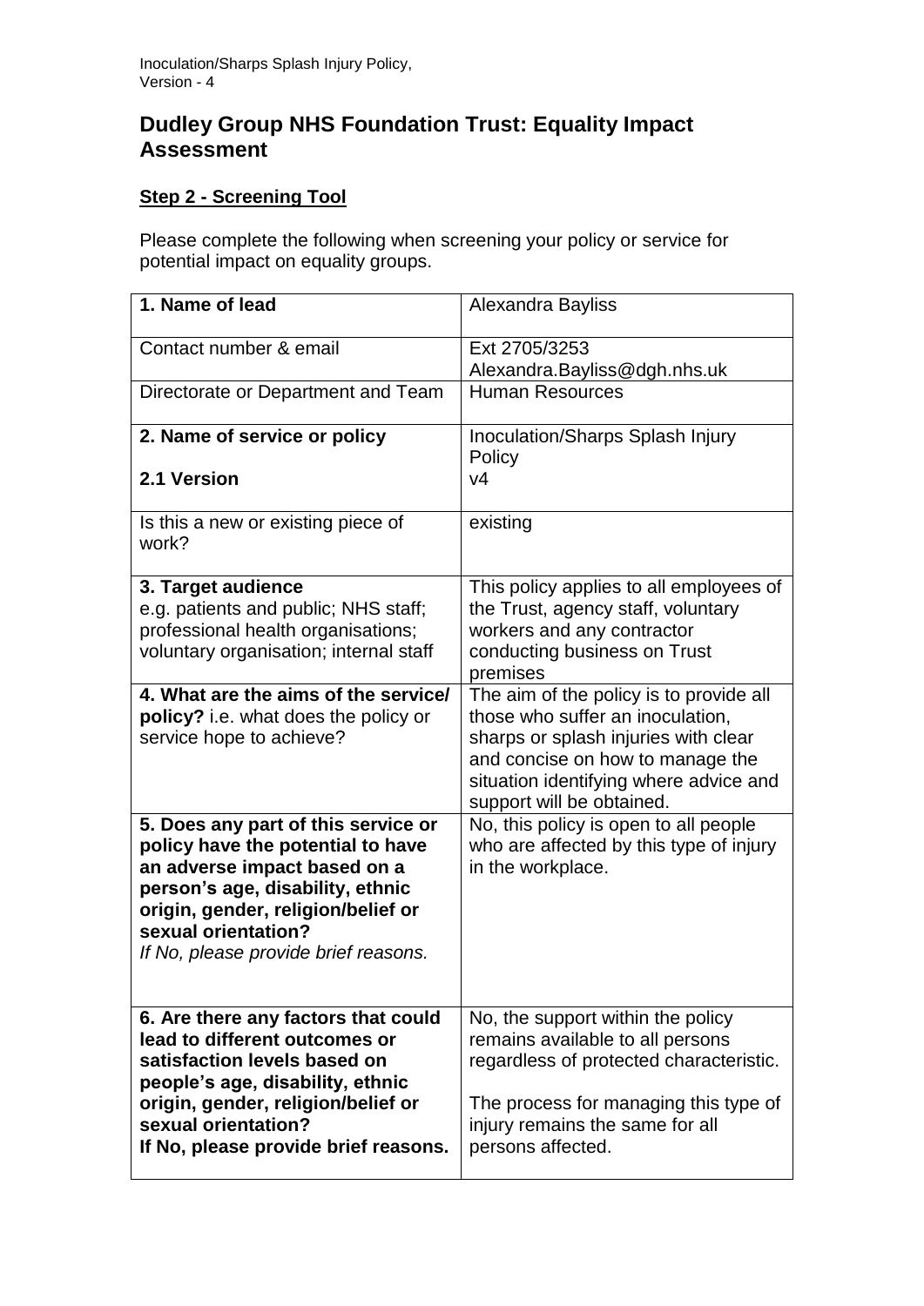# Dudley Group NHS Foundation Trust: Equality Impact Assessment

## Step 2 - Screening Tool

Please complete the following when screening your policy or service for potential impact on equality groups.

| | |
|---|---|
| **1. Name of lead** | Alexandra Bayliss |
| Contact number & email | Ext 2705/3253<br>Alexandra.Bayliss@dgh.nhs.uk |
| Directorate or Department and Team | Human Resources |
| **2. Name of service or policy**<br><br>**2.1 Version** | Inoculation/Sharps Splash Injury Policy<br>v4 |
| Is this a new or existing piece of work? | existing |
| **3. Target audience**<br>e.g. patients and public; NHS staff; professional health organisations; voluntary organisation; internal staff | This policy applies to all employees of the Trust, agency staff, voluntary workers and any contractor conducting business on Trust premises |
| **4. What are the aims of the service/ policy?** i.e. what does the policy or service hope to achieve? | The aim of the policy is to provide all those who suffer an inoculation, sharps or splash injuries with clear and concise on how to manage the situation identifying where advice and support will be obtained. |
| **5. Does any part of this service or policy have the potential to have an adverse impact based on a person's age, disability, ethnic origin, gender, religion/belief or sexual orientation?**<br>*If No, please provide brief reasons.* | No, this policy is open to all people who are affected by this type of injury in the workplace. |
| **6. Are there any factors that could lead to different outcomes or satisfaction levels based on people's age, disability, ethnic origin, gender, religion/belief or sexual orientation?**<br>**If No, please provide brief reasons.** | No, the support within the policy remains available to all persons regardless of protected characteristic.<br><br>The process for managing this type of injury remains the same for all persons affected. |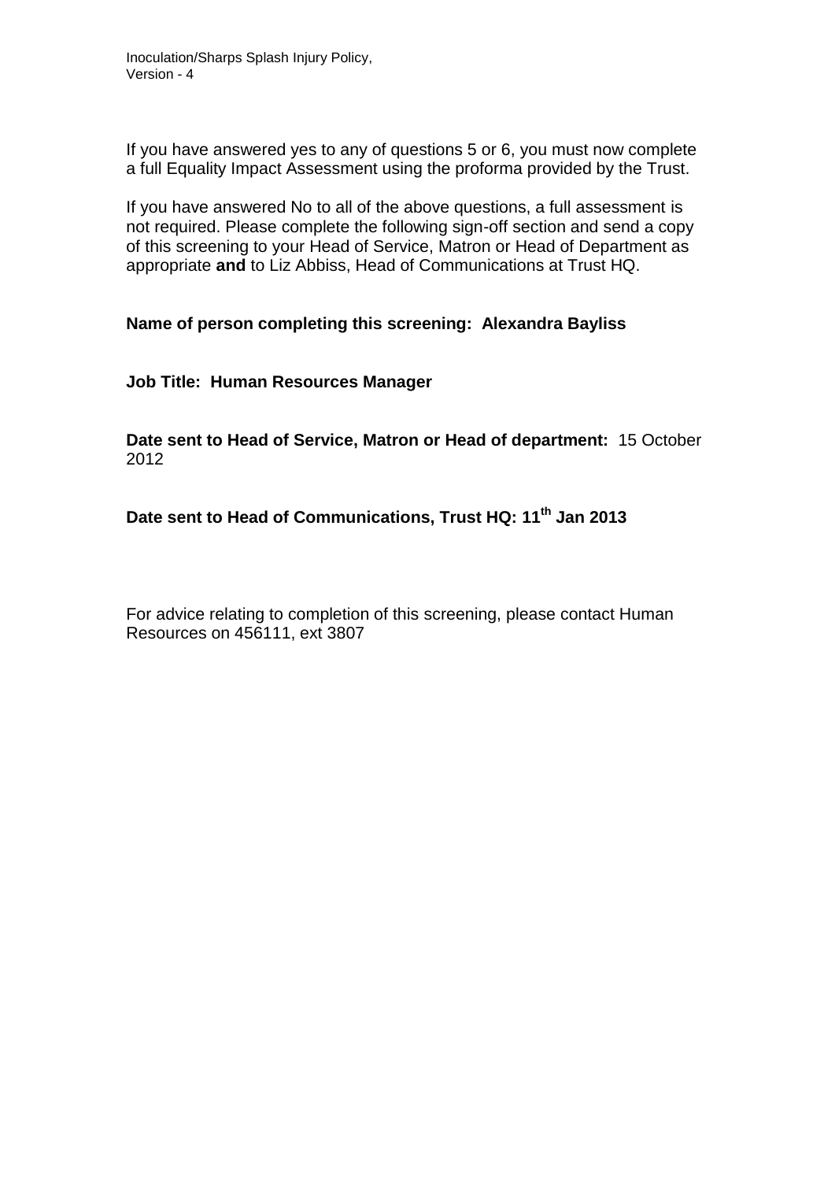If you have answered yes to any of questions 5 or 6, you must now complete a full Equality Impact Assessment using the proforma provided by the Trust.

If you have answered No to all of the above questions, a full assessment is not required. Please complete the following sign-off section and send a copy of this screening to your Head of Service, Matron or Head of Department as appropriate **and** to Liz Abbiss, Head of Communications at Trust HQ.

**Name of person completing this screening: Alexandra Bayliss**

**Job Title: Human Resources Manager**

**Date sent to Head of Service, Matron or Head of department:** 15 October 2012

**Date sent to Head of Communications, Trust HQ: 11th Jan 2013**

For advice relating to completion of this screening, please contact Human Resources on 456111, ext 3807